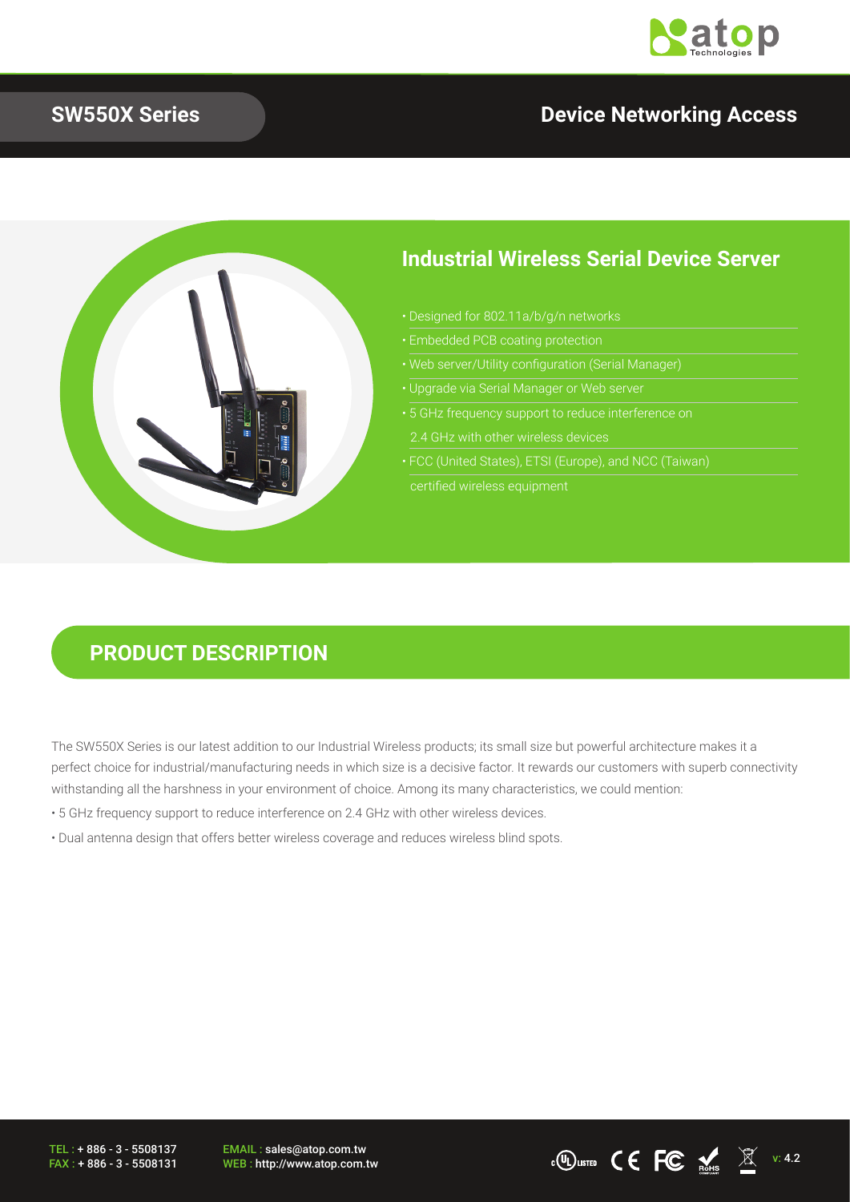# SW550X Series

## Device Networking Access

## Industrial Wireless Serial Device Server

- Designed for 802.11a/b/g/n networks
- Embedded PCB coating protection
- Web server/Utility configuration (Serial Manager)
- Upgrade via Serial Manager or Web server
- 5 GHz frequency support to reduce interference on 2.4 GHz with other wireless devices
- FCC (United States), ETSI (Europe), and NCC (Taiwan) certified wireless equipment

## PRODUCT DESCRIPTION

The SW550X Series is our latest addition to our Industrial Wireless products; its small size but powerful architecture makes it a perfect choice for industrial/manufacturing needs in which size is a decisive factor. It rewards our customers with superb connectivity withstanding all the harshness in your environment of choice. Among its many characteristics, we could mention:

- 5 GHz frequency support to reduce interference on 2.4 GHz with other wireless devices.
- Dual antenna design that offers better wireless coverage and reduces wireless blind spots.

TEL : + 886 - 3 - 5508137
FAX : + 886 - 3 - 5508131

EMAIL : sales@atop.com.tw
WEB : http://www.atop.com.tw

v: 4.2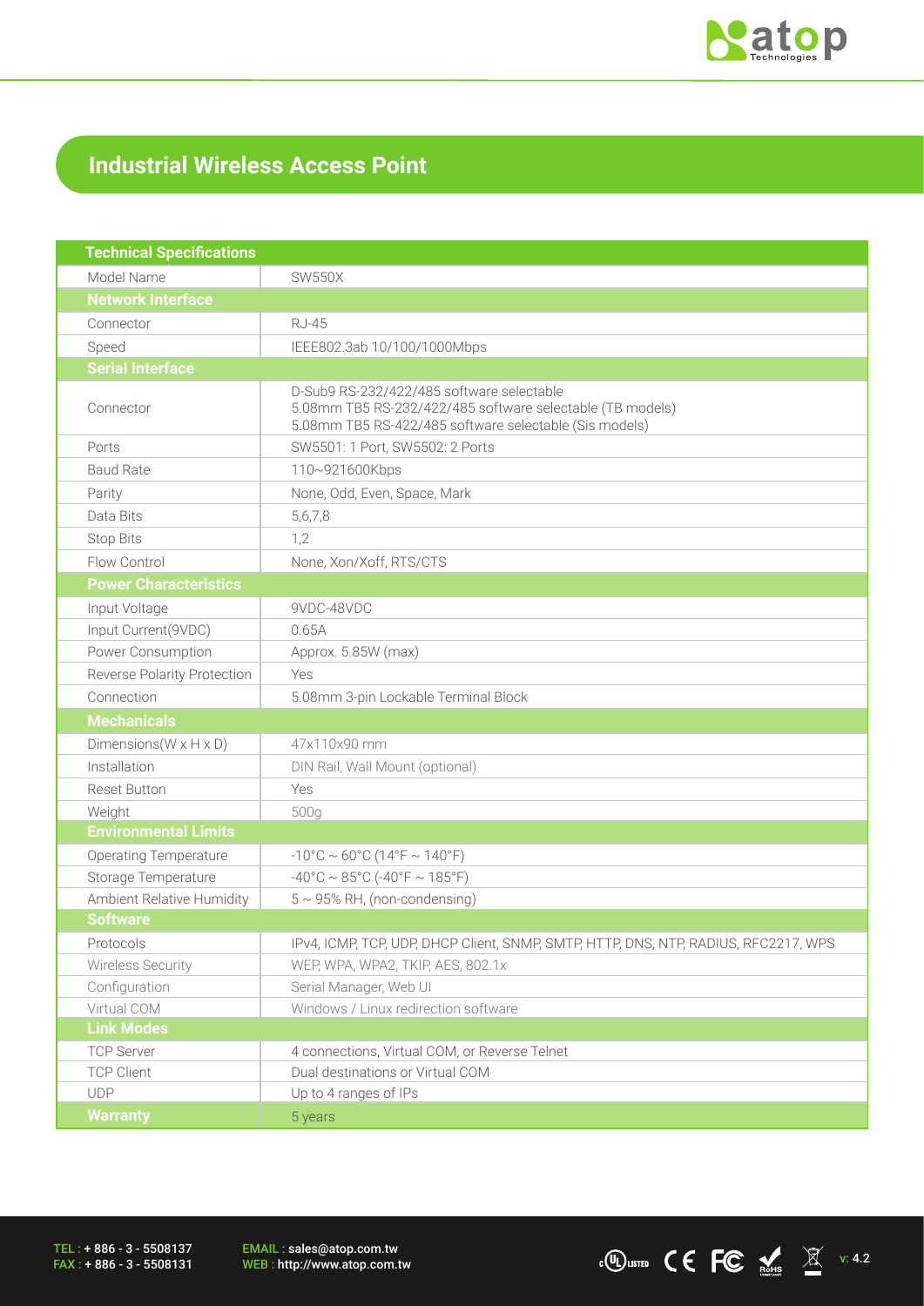# Industrial Wireless Access Point

| Technical Specifications | |
|---|---|
| Model Name | SW550X |
| **Network Interface** | |
| Connector | RJ-45 |
| Speed | IEEE802.3ab 10/100/1000Mbps |
| **Serial Interface** | |
| Connector | D-Sub9 RS-232/422/485 software selectable<br>5.08mm TB5 RS-232/422/485 software selectable (TB models)<br>5.08mm TB5 RS-422/485 software selectable (Sis models) |
| Ports | SW5501: 1 Port, SW5502: 2 Ports |
| Baud Rate | 110~921600Kbps |
| Parity | None, Odd, Even, Space, Mark |
| Data Bits | 5,6,7,8 |
| Stop Bits | 1,2 |
| Flow Control | None, Xon/Xoff, RTS/CTS |
| **Power Characteristics** | |
| Input Voltage | 9VDC-48VDC |
| Input Current(9VDC) | 0.65A |
| Power Consumption | Approx. 5.85W (max) |
| Reverse Polarity Protection | Yes |
| Connection | 5.08mm 3-pin Lockable Terminal Block |
| **Mechanicals** | |
| Dimensions(W x H x D) | 47x110x90 mm |
| Installation | DIN Rail, Wall Mount (optional) |
| Reset Button | Yes |
| Weight | 500g |
| **Environmental Limits** | |
| Operating Temperature | -10°C ~ 60°C (14°F ~ 140°F) |
| Storage Temperature | -40°C ~ 85°C (-40°F ~ 185°F) |
| Ambient Relative Humidity | 5 ~ 95% RH, (non-condensing) |
| **Software** | |
| Protocols | IPv4, ICMP, TCP, UDP, DHCP Client, SNMP, SMTP, HTTP, DNS, NTP, RADIUS, RFC2217, WPS |
| Wireless Security | WEP, WPA, WPA2, TKIP, AES, 802.1x |
| Configuration | Serial Manager, Web UI |
| Virtual COM | Windows / Linux redirection software |
| **Link Modes** | |
| TCP Server | 4 connections, Virtual COM, or Reverse Telnet |
| TCP Client | Dual destinations or Virtual COM |
| UDP | Up to 4 ranges of IPs |
| **Warranty** | 5 years |

TEL : + 886 - 3 - 5508137
FAX : + 886 - 3 - 5508131

EMAIL : sales@atop.com.tw
WEB : http://www.atop.com.tw

v: 4.2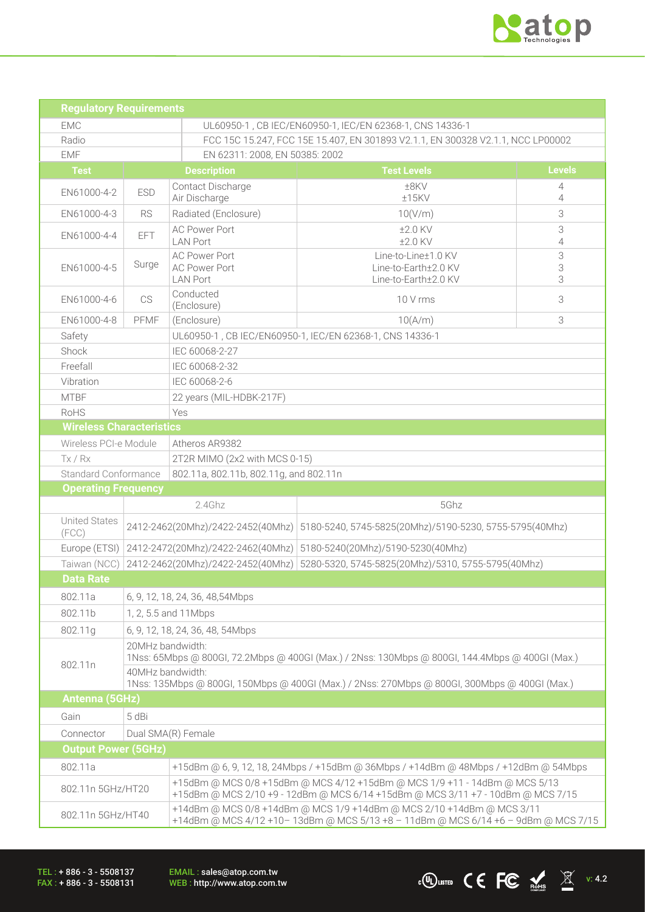## Regulatory Requirements

| | |
|---|---|
| EMC | UL60950-1 , CB IEC/EN60950-1, IEC/EN 62368-1, CNS 14336-1 |
| Radio | FCC 15C 15.247, FCC 15E 15.407, EN 301893 V2.1.1, EN 300328 V2.1.1, NCC LP00002 |
| EMF | EN 62311: 2008, EN 50385: 2002 |

| Test | | Description | Test Levels | Levels |
|---|---|---|---|---|
| EN61000-4-2 | ESD | Contact Discharge<br>Air Discharge | ±8KV<br>±15KV | 4<br>4 |
| EN61000-4-3 | RS | Radiated (Enclosure) | 10(V/m) | 3 |
| EN61000-4-4 | EFT | AC Power Port<br>LAN Port | ±2.0 KV<br>±2.0 KV | 3<br>4 |
| EN61000-4-5 | Surge | AC Power Port<br>AC Power Port<br>LAN Port | Line-to-Line±1.0 KV<br>Line-to-Earth±2.0 KV<br>Line-to-Earth±2.0 KV | 3<br>3<br>3 |
| EN61000-4-6 | CS | Conducted (Enclosure) | 10 V rms | 3 |
| EN61000-4-8 | PFMF | (Enclosure) | 10(A/m) | 3 |
| Safety | | UL60950-1 , CB IEC/EN60950-1, IEC/EN 62368-1, CNS 14336-1 | | |
| Shock | | IEC 60068-2-27 | | |
| Freefall | | IEC 60068-2-32 | | |
| Vibration | | IEC 60068-2-6 | | |
| MTBF | | 22 years (MIL-HDBK-217F) | | |
| RoHS | | Yes | | |

## Wireless Characteristics

| | |
|---|---|
| Wireless PCI-e Module | Atheros AR9382 |
| Tx / Rx | 2T2R MIMO (2x2 with MCS 0-15) |
| Standard Conformance | 802.11a, 802.11b, 802.11g, and 802.11n |

## Operating Frequency

| | 2.4Ghz | 5Ghz |
|---|---|---|
| United States (FCC) | 2412-2462(20Mhz)/2422-2452(40Mhz) | 5180-5240, 5745-5825(20Mhz)/5190-5230, 5755-5795(40Mhz) |
| Europe (ETSI) | 2412-2472(20Mhz)/2422-2462(40Mhz) | 5180-5240(20Mhz)/5190-5230(40Mhz) |
| Taiwan (NCC) | 2412-2462(20Mhz)/2422-2452(40Mhz) | 5280-5320, 5745-5825(20Mhz)/5310, 5755-5795(40Mhz) |

## Data Rate

| | |
|---|---|
| 802.11a | 6, 9, 12, 18, 24, 36, 48,54Mbps |
| 802.11b | 1, 2, 5.5 and 11Mbps |
| 802.11g | 6, 9, 12, 18, 24, 36, 48, 54Mbps |
| 802.11n | 20MHz bandwidth:<br>1Nss: 65Mbps @ 800GI, 72.2Mbps @ 400GI (Max.) / 2Nss: 130Mbps @ 800GI, 144.4Mbps @ 400GI (Max.)<br>40MHz bandwidth:<br>1Nss: 135Mbps @ 800GI, 150Mbps @ 400GI (Max.) / 2Nss: 270Mbps @ 800GI, 300Mbps @ 400GI (Max.) |

## Antenna (5GHz)

| | |
|---|---|
| Gain | 5 dBi |
| Connector | Dual SMA(R) Female |

## Output Power (5GHz)

| | |
|---|---|
| 802.11a | +15dBm @ 6, 9, 12, 18, 24Mbps / +15dBm @ 36Mbps / +14dBm @ 48Mbps / +12dBm @ 54Mbps |
| 802.11n 5GHz/HT20 | +15dBm @ MCS 0/8 +15dBm @ MCS 4/12 +15dBm @ MCS 1/9 +11 - 14dBm @ MCS 5/13<br>+15dBm @ MCS 2/10 +9 - 12dBm @ MCS 6/14 +15dBm @ MCS 3/11 +7 - 10dBm @ MCS 7/15 |
| 802.11n 5GHz/HT40 | +14dBm @ MCS 0/8 +14dBm @ MCS 1/9 +14dBm @ MCS 2/10 +14dBm @ MCS 3/11<br>+14dBm @ MCS 4/12 +10– 13dBm @ MCS 5/13 +8 – 11dBm @ MCS 6/14 +6 – 9dBm @ MCS 7/15 |

TEL : + 886 - 3 - 5508137
FAX : + 886 - 3 - 5508131
EMAIL : sales@atop.com.tw
WEB : http://www.atop.com.tw
v: 4.2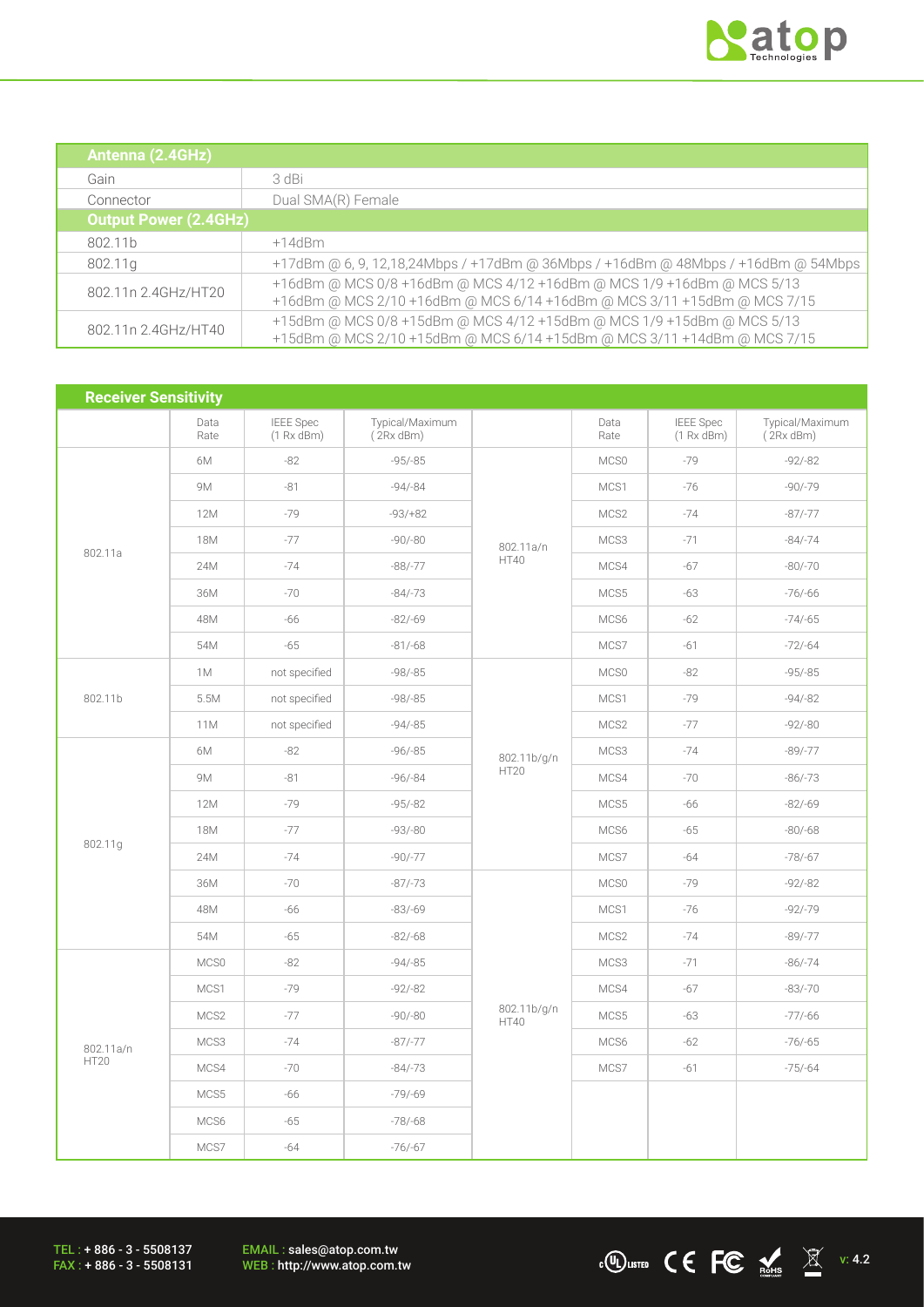| Antenna (2.4GHz) | |
|---|---|
| Gain | 3 dBi |
| Connector | Dual SMA(R) Female |
| **Output Power (2.4GHz)** | |
| 802.11b | +14dBm |
| 802.11g | +17dBm @ 6, 9, 12,18,24Mbps / +17dBm @ 36Mbps / +16dBm @ 48Mbps / +16dBm @ 54Mbps |
| 802.11n 2.4GHz/HT20 | +16dBm @ MCS 0/8 +16dBm @ MCS 4/12 +16dBm @ MCS 1/9 +16dBm @ MCS 5/13 +16dBm @ MCS 2/10 +16dBm @ MCS 6/14 +16dBm @ MCS 3/11 +15dBm @ MCS 7/15 |
| 802.11n 2.4GHz/HT40 | +15dBm @ MCS 0/8 +15dBm @ MCS 4/12 +15dBm @ MCS 1/9 +15dBm @ MCS 5/13 +15dBm @ MCS 2/10 +15dBm @ MCS 6/14 +15dBm @ MCS 3/11 +14dBm @ MCS 7/15 |

| Receiver Sensitivity | Data Rate | IEEE Spec (1 Rx dBm) | Typical/Maximum (2Rx dBm) | | Data Rate | IEEE Spec (1 Rx dBm) | Typical/Maximum (2Rx dBm) |
|---|---|---|---|---|---|---|---|
| 802.11a | 6M | -82 | -95/-85 | 802.11a/n HT40 | MCS0 | -79 | -92/-82 |
| | 9M | -81 | -94/-84 | | MCS1 | -76 | -90/-79 |
| | 12M | -79 | -93/+82 | | MCS2 | -74 | -87/-77 |
| | 18M | -77 | -90/-80 | | MCS3 | -71 | -84/-74 |
| | 24M | -74 | -88/-77 | | MCS4 | -67 | -80/-70 |
| | 36M | -70 | -84/-73 | | MCS5 | -63 | -76/-66 |
| | 48M | -66 | -82/-69 | | MCS6 | -62 | -74/-65 |
| | 54M | -65 | -81/-68 | | MCS7 | -61 | -72/-64 |
| 802.11b | 1M | not specified | -98/-85 | 802.11b/g/n HT20 | MCS0 | -82 | -95/-85 |
| | 5.5M | not specified | -98/-85 | | MCS1 | -79 | -94/-82 |
| | 11M | not specified | -94/-85 | | MCS2 | -77 | -92/-80 |
| 802.11g | 6M | -82 | -96/-85 | | MCS3 | -74 | -89/-77 |
| | 9M | -81 | -96/-84 | | MCS4 | -70 | -86/-73 |
| | 12M | -79 | -95/-82 | | MCS5 | -66 | -82/-69 |
| | 18M | -77 | -93/-80 | | MCS6 | -65 | -80/-68 |
| | 24M | -74 | -90/-77 | | MCS7 | -64 | -78/-67 |
| | 36M | -70 | -87/-73 | 802.11b/g/n HT40 | MCS0 | -79 | -92/-82 |
| | 48M | -66 | -83/-69 | | MCS1 | -76 | -92/-79 |
| | 54M | -65 | -82/-68 | | MCS2 | -74 | -89/-77 |
| 802.11a/n HT20 | MCS0 | -82 | -94/-85 | | MCS3 | -71 | -86/-74 |
| | MCS1 | -79 | -92/-82 | | MCS4 | -67 | -83/-70 |
| | MCS2 | -77 | -90/-80 | | MCS5 | -63 | -77/-66 |
| | MCS3 | -74 | -87/-77 | | MCS6 | -62 | -76/-65 |
| | MCS4 | -70 | -84/-73 | | MCS7 | -61 | -75/-64 |
| | MCS5 | -66 | -79/-69 | | | | |
| | MCS6 | -65 | -78/-68 | | | | |
| | MCS7 | -64 | -76/-67 | | | | |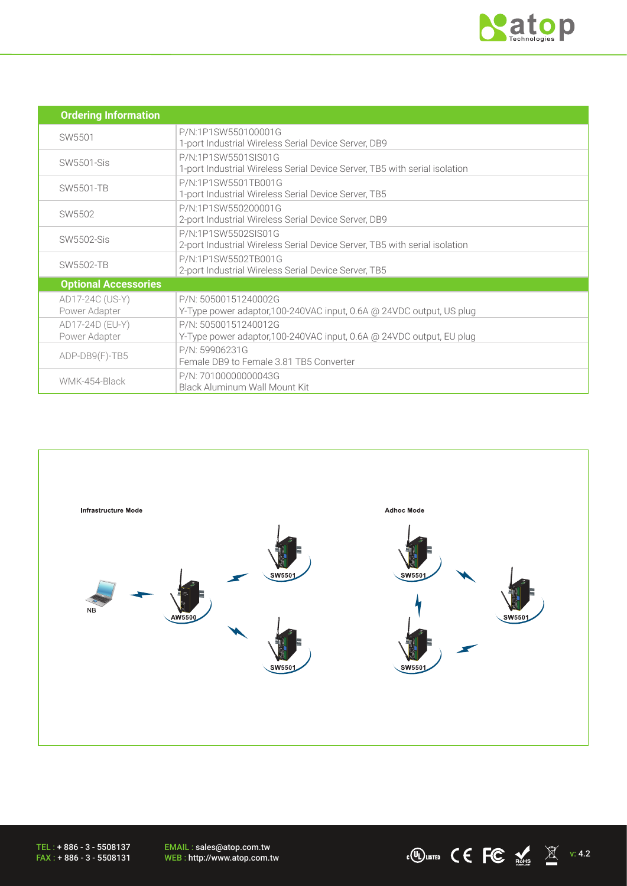## Ordering Information

| Ordering Information | |
|---|---|
| SW5501 | P/N:1P1SW550100001G<br>1-port Industrial Wireless Serial Device Server, DB9 |
| SW5501-Sis | P/N:1P1SW5501SIS01G<br>1-port Industrial Wireless Serial Device Server, TB5 with serial isolation |
| SW5501-TB | P/N:1P1SW5501TB001G<br>1-port Industrial Wireless Serial Device Server, TB5 |
| SW5502 | P/N:1P1SW550200001G<br>2-port Industrial Wireless Serial Device Server, DB9 |
| SW5502-Sis | P/N:1P1SW5502SIS01G<br>2-port Industrial Wireless Serial Device Server, TB5 with serial isolation |
| SW5502-TB | P/N:1P1SW5502TB001G<br>2-port Industrial Wireless Serial Device Server, TB5 |
| **Optional Accessories** | |
| AD17-24C (US-Y)<br>Power Adapter | P/N: 50500151240002G<br>Y-Type power adaptor,100-240VAC input, 0.6A @ 24VDC output, US plug |
| AD17-24D (EU-Y)<br>Power Adapter | P/N: 50500151240012G<br>Y-Type power adaptor,100-240VAC input, 0.6A @ 24VDC output, EU plug |
| ADP-DB9(F)-TB5 | P/N: 59906231G<br>Female DB9 to Female 3.81 TB5 Converter |
| WMK-454-Black | P/N: 70100000000043G<br>Black Aluminum Wall Mount Kit |

Infrastructure Mode

NB

AW5500

SW5501

SW5501

Adhoc Mode

SW5501

SW5501

SW5501

TEL : + 886 - 3 - 5508137
FAX : + 886 - 3 - 5508131

EMAIL : sales@atop.com.tw
WEB : http://www.atop.com.tw

v: 4.2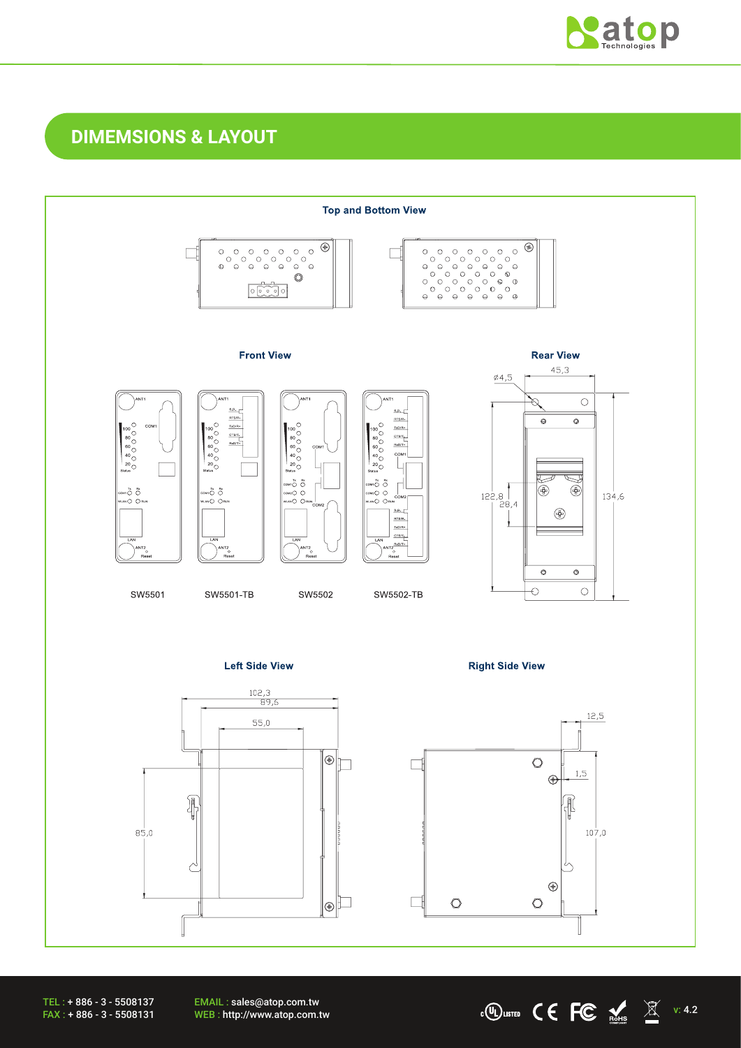## DIMEMSIONS & LAYOUT

Top and Bottom View

Front View

ANT1

COM1

100
80
60
40
20
Status

Tx Rx
COM1
WLAN RUN

LAN

ANT2
Reset

SW5501

SW5501-TB

SW5502

SW5502-TB

Rear View

45,3

ϕ4,5

122,8

28,4

134,6

Left Side View

102,3

89,6

55,0

85,0

Right Side View

12,5

1,5

107,0

TEL : + 886 - 3 - 5508137
FAX : + 886 - 3 - 5508131

EMAIL : sales@atop.com.tw
WEB : http://www.atop.com.tw

v: 4.2